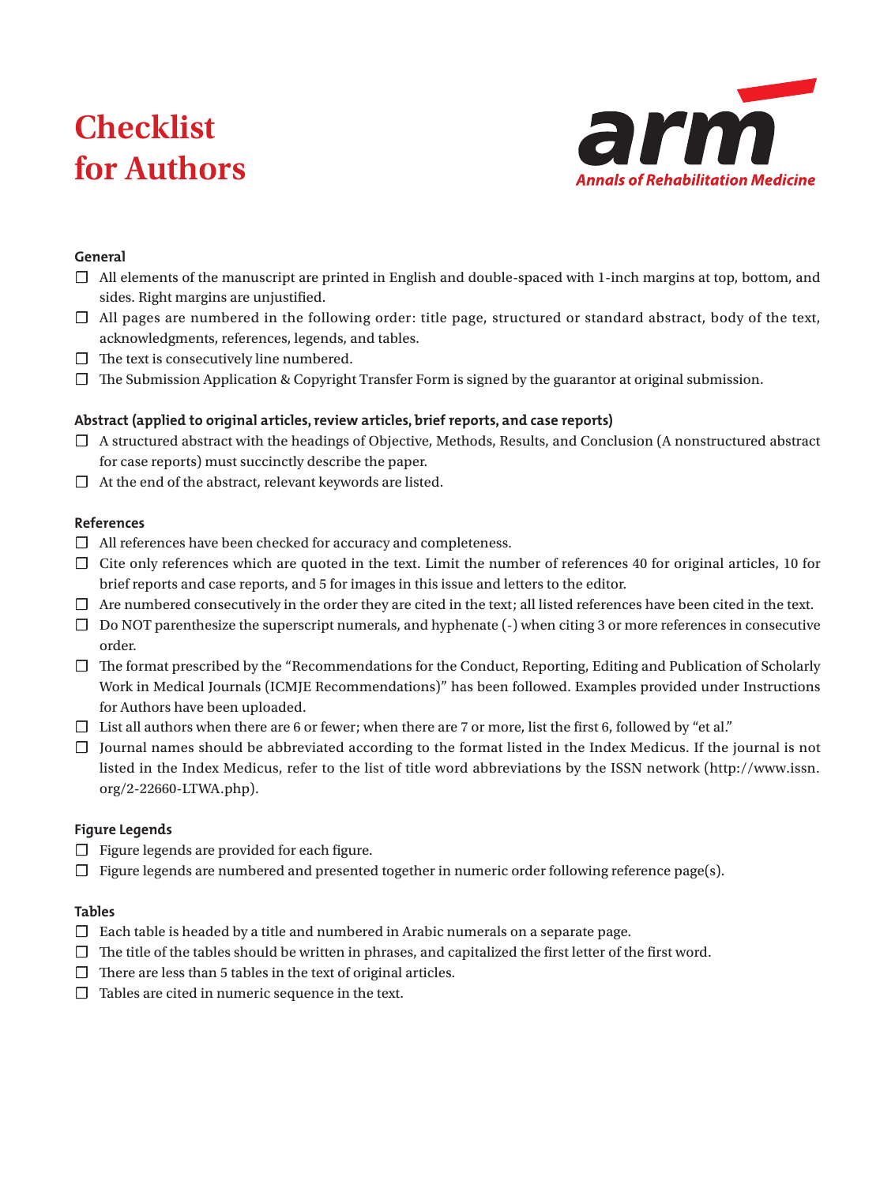# Checklist for Authors

**arm**
*Annals of Rehabilitation Medicine*

### General

- ☐ All elements of the manuscript are printed in English and double-spaced with 1-inch margins at top, bottom, and sides. Right margins are unjustified.
- ☐ All pages are numbered in the following order: title page, structured or standard abstract, body of the text, acknowledgments, references, legends, and tables.
- ☐ The text is consecutively line numbered.
- ☐ The Submission Application & Copyright Transfer Form is signed by the guarantor at original submission.

### Abstract (applied to original articles, review articles, brief reports, and case reports)

- ☐ A structured abstract with the headings of Objective, Methods, Results, and Conclusion (A nonstructured abstract for case reports) must succinctly describe the paper.
- ☐ At the end of the abstract, relevant keywords are listed.

### References

- ☐ All references have been checked for accuracy and completeness.
- ☐ Cite only references which are quoted in the text. Limit the number of references 40 for original articles, 10 for brief reports and case reports, and 5 for images in this issue and letters to the editor.
- ☐ Are numbered consecutively in the order they are cited in the text; all listed references have been cited in the text.
- ☐ Do NOT parenthesize the superscript numerals, and hyphenate (-) when citing 3 or more references in consecutive order.
- ☐ The format prescribed by the "Recommendations for the Conduct, Reporting, Editing and Publication of Scholarly Work in Medical Journals (ICMJE Recommendations)" has been followed. Examples provided under Instructions for Authors have been uploaded.
- ☐ List all authors when there are 6 or fewer; when there are 7 or more, list the first 6, followed by "et al."
- ☐ Journal names should be abbreviated according to the format listed in the Index Medicus. If the journal is not listed in the Index Medicus, refer to the list of title word abbreviations by the ISSN network (http://www.issn.org/2-22660-LTWA.php).

### Figure Legends

- ☐ Figure legends are provided for each figure.
- ☐ Figure legends are numbered and presented together in numeric order following reference page(s).

### Tables

- ☐ Each table is headed by a title and numbered in Arabic numerals on a separate page.
- ☐ The title of the tables should be written in phrases, and capitalized the first letter of the first word.
- ☐ There are less than 5 tables in the text of original articles.
- ☐ Tables are cited in numeric sequence in the text.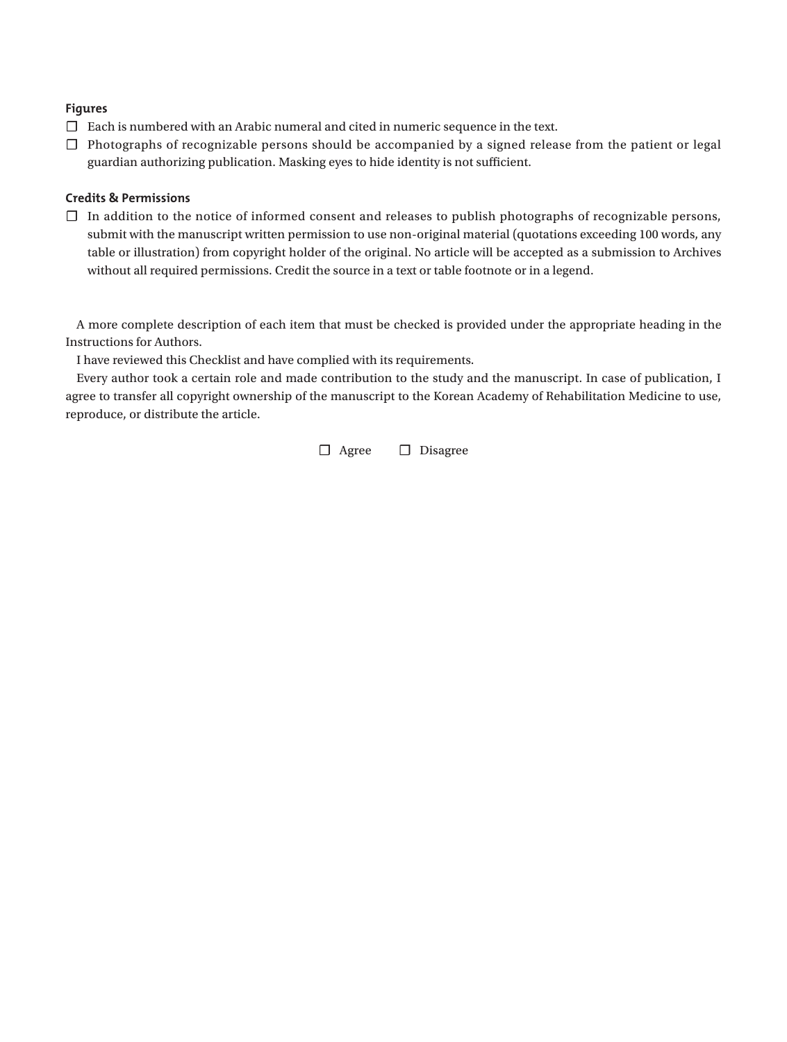**Figures**

- ☐ Each is numbered with an Arabic numeral and cited in numeric sequence in the text.
- ☐ Photographs of recognizable persons should be accompanied by a signed release from the patient or legal guardian authorizing publication. Masking eyes to hide identity is not sufficient.

**Credits & Permissions**

- ☐ In addition to the notice of informed consent and releases to publish photographs of recognizable persons, submit with the manuscript written permission to use non-original material (quotations exceeding 100 words, any table or illustration) from copyright holder of the original. No article will be accepted as a submission to Archives without all required permissions. Credit the source in a text or table footnote or in a legend.

A more complete description of each item that must be checked is provided under the appropriate heading in the Instructions for Authors.

I have reviewed this Checklist and have complied with its requirements.

Every author took a certain role and made contribution to the study and the manuscript. In case of publication, I agree to transfer all copyright ownership of the manuscript to the Korean Academy of Rehabilitation Medicine to use, reproduce, or distribute the article.

☐ Agree ☐ Disagree